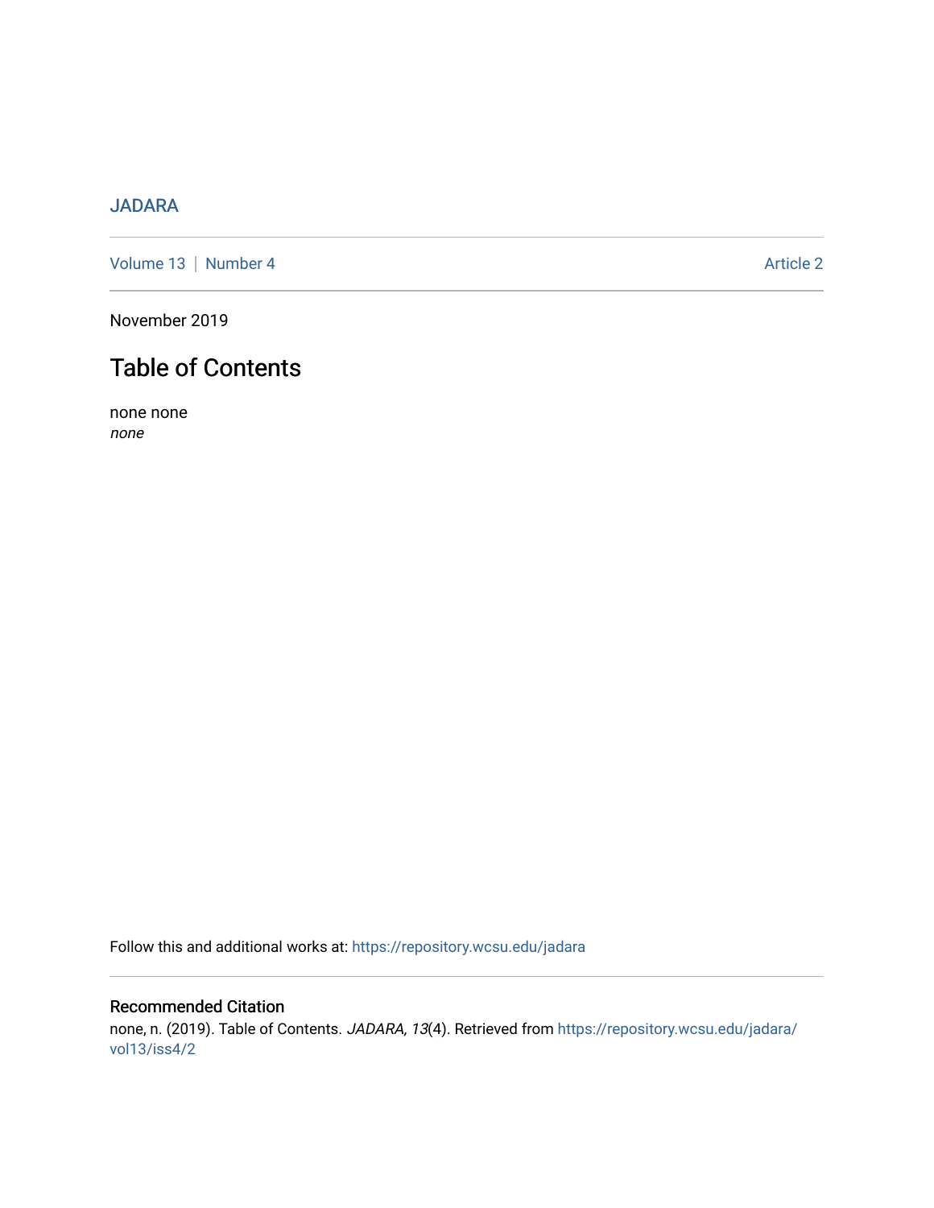JADARA

Volume 13 | Number 4 Article 2

November 2019

# Table of Contents

none none
*none*

Follow this and additional works at: https://repository.wcsu.edu/jadara

## Recommended Citation

none, n. (2019). Table of Contents. *JADARA, 13*(4). Retrieved from https://repository.wcsu.edu/jadara/vol13/iss4/2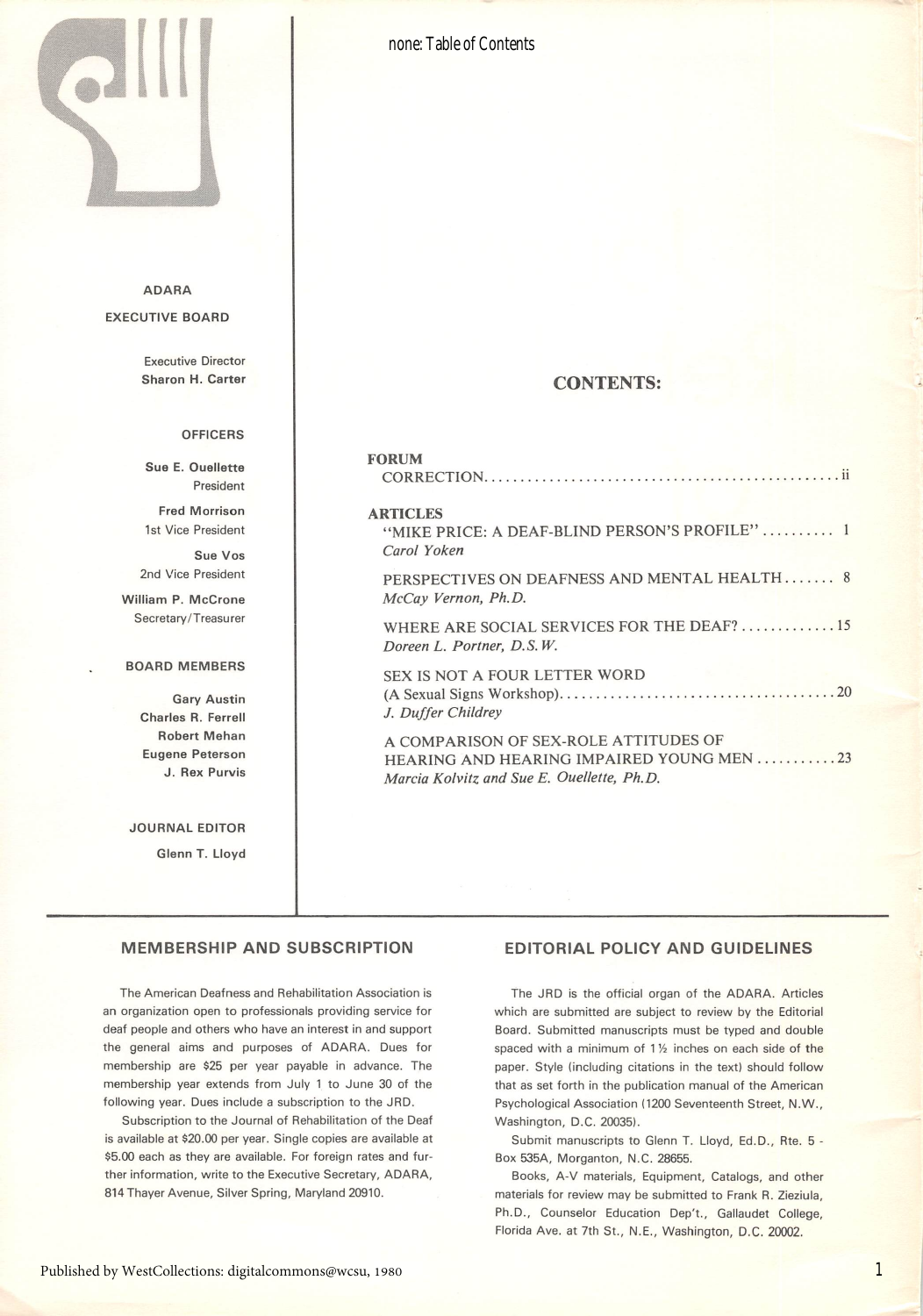none: Table of Contents

ADARA

EXECUTIVE BOARD

Executive Director
**Sharon H. Carter**

OFFICERS

**Sue E. Ouellette**
President

**Fred Morrison**
1st Vice President

**Sue Vos**
2nd Vice President

**William P. McCrone**
Secretary/Treasurer

BOARD MEMBERS

**Gary Austin**
**Charles R. Ferrell**
**Robert Mehan**
**Eugene Peterson**
**J. Rex Purvis**

JOURNAL EDITOR

**Glenn T. Lloyd**

## CONTENTS:

**FORUM**

CORRECTION.............................................. ii

**ARTICLES**

"MIKE PRICE: A DEAF-BLIND PERSON'S PROFILE" .......... 1
*Carol Yoken*

PERSPECTIVES ON DEAFNESS AND MENTAL HEALTH ....... 8
*McCay Vernon, Ph.D.*

WHERE ARE SOCIAL SERVICES FOR THE DEAF? .............15
*Doreen L. Portner, D.S.W.*

SEX IS NOT A FOUR LETTER WORD
(A Sexual Signs Workshop).......................................20
*J. Duffer Childrey*

A COMPARISON OF SEX-ROLE ATTITUDES OF
HEARING AND HEARING IMPAIRED YOUNG MEN ...........23
*Marcia Kolvitz and Sue E. Ouellette, Ph.D.*

### MEMBERSHIP AND SUBSCRIPTION

The American Deafness and Rehabilitation Association is an organization open to professionals providing service for deaf people and others who have an interest in and support the general aims and purposes of ADARA. Dues for membership are $25 per year payable in advance. The membership year extends from July 1 to June 30 of the following year. Dues include a subscription to the JRD.

Subscription to the Journal of Rehabilitation of the Deaf is available at $20.00 per year. Single copies are available at $5.00 each as they are available. For foreign rates and further information, write to the Executive Secretary, ADARA, 814 Thayer Avenue, Silver Spring, Maryland 20910.

### EDITORIAL POLICY AND GUIDELINES

The JRD is the official organ of the ADARA. Articles which are submitted are subject to review by the Editorial Board. Submitted manuscripts must be typed and double spaced with a minimum of 1½ inches on each side of the paper. Style (including citations in the text) should follow that as set forth in the publication manual of the American Psychological Association (1200 Seventeenth Street, N.W., Washington, D.C. 20035).

Submit manuscripts to Glenn T. Lloyd, Ed.D., Rte. 5 - Box 535A, Morganton, N.C. 28655.

Books, A-V materials, Equipment, Catalogs, and other materials for review may be submitted to Frank R. Zieziula, Ph.D., Counselor Education Dep't., Gallaudet College, Florida Ave. at 7th St., N.E., Washington, D.C. 20002.